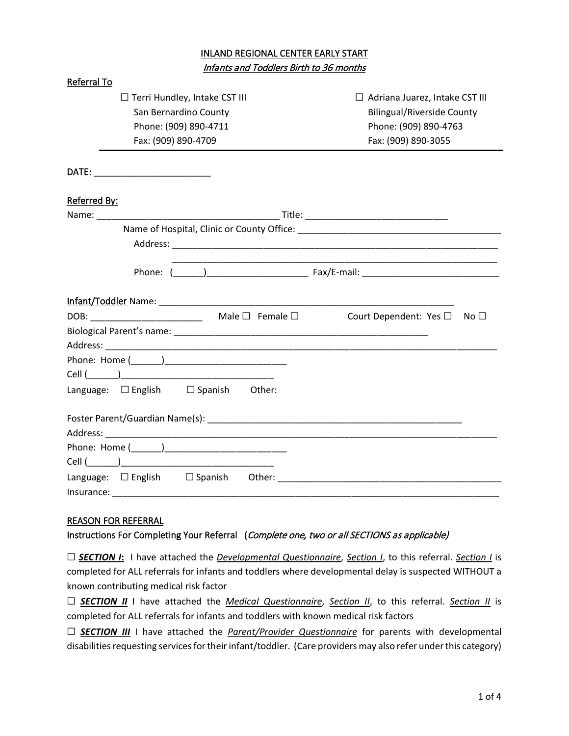# INLAND REGIONAL CENTER EARLY START

*Infants and Toddlers Birth to 36 months*

**Referral To**

| | |
|---|---|
| ☐ Terri Hundley, Intake CST III | ☐ Adriana Juarez, Intake CST III |
| San Bernardino County | Bilingual/Riverside County |
| Phone: (909) 890-4711 | Phone: (909) 890-4763 |
| Fax: (909) 890-4709 | Fax: (909) 890-3055 |

DATE: ______________________

**Referred By:**

Name: ___________________________________ Title: ____________________________

Name of Hospital, Clinic or County Office: ________________________________________

Address: _______________________________________________________________

_______________________________________________________________

Phone: (______)___________________ Fax/E-mail: __________________________

**Infant/Toddler** Name: _________________________________________________________

DOB: _____________________ Male ☐ Female ☐ Court Dependent: Yes ☐ No ☐

Biological Parent's name: ________________________________________________

Address: ______________________________________________________________________________

Phone: Home (______)________________________

Cell (______)_____________________________

Language: ☐ English ☐ Spanish Other:

Foster Parent/Guardian Name(s): __________________________________________________

Address: ______________________________________________________________________________

Phone: Home (______)________________________

Cell (______)_____________________________

Language: ☐ English ☐ Spanish Other: ___________________________________________

Insurance: _____________________________________________________________________________

## REASON FOR REFERRAL

**Instructions For Completing Your Referral** (*Complete one, two or all SECTIONS as applicable)*

☐ ***SECTION I*:** I have attached the *Developmental Questionnaire*, *Section I*, to this referral. *Section I* is completed for ALL referrals for infants and toddlers where developmental delay is suspected WITHOUT a known contributing medical risk factor

☐ ***SECTION II*** I have attached the *Medical Questionnaire*, *Section II*, to this referral. *Section II* is completed for ALL referrals for infants and toddlers with known medical risk factors

☐ ***SECTION III*** I have attached the *Parent/Provider Questionnaire* for parents with developmental disabilities requesting services for their infant/toddler. (Care providers may also refer under this category)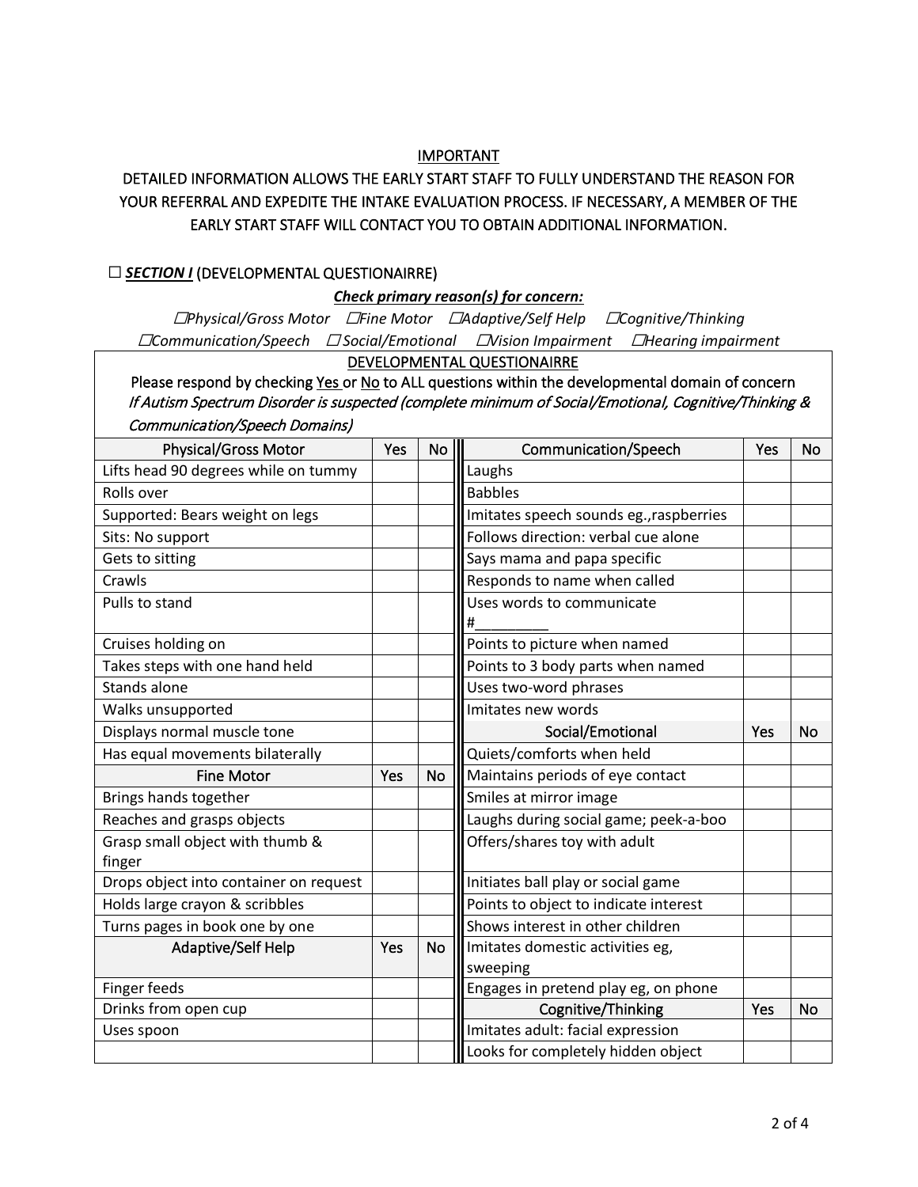<u>IMPORTANT</u>

DETAILED INFORMATION ALLOWS THE EARLY START STAFF TO FULLY UNDERSTAND THE REASON FOR YOUR REFERRAL AND EXPEDITE THE INTAKE EVALUATION PROCESS. IF NECESSARY, A MEMBER OF THE EARLY START STAFF WILL CONTACT YOU TO OBTAIN ADDITIONAL INFORMATION.

☐ ***SECTION I*** (DEVELOPMENTAL QUESTIONAIRRE)

***Check primary reason(s) for concern:***

*☐Physical/Gross Motor ☐Fine Motor ☐Adaptive/Self Help ☐Cognitive/Thinking ☐Communication/Speech ☐Social/Emotional ☐Vision Impairment ☐Hearing impairment*

DEVELOPMENTAL QUESTIONAIRRE

Please respond by checking Yes or No to ALL questions within the developmental domain of concern
*If Autism Spectrum Disorder is suspected (complete minimum of Social/Emotional, Cognitive/Thinking & Communication/Speech Domains)*

| Physical/Gross Motor | Yes | No | Communication/Speech | Yes | No |
|---|---|---|---|---|---|
| Lifts head 90 degrees while on tummy | | | Laughs | | |
| Rolls over | | | Babbles | | |
| Supported: Bears weight on legs | | | Imitates speech sounds eg.,raspberries | | |
| Sits: No support | | | Follows direction: verbal cue alone | | |
| Gets to sitting | | | Says mama and papa specific | | |
| Crawls | | | Responds to name when called | | |
| Pulls to stand | | | Uses words to communicate #________ | | |
| Cruises holding on | | | Points to picture when named | | |
| Takes steps with one hand held | | | Points to 3 body parts when named | | |
| Stands alone | | | Uses two-word phrases | | |
| Walks unsupported | | | Imitates new words | | |
| Displays normal muscle tone | | | **Social/Emotional** | **Yes** | **No** |
| Has equal movements bilaterally | | | Quiets/comforts when held | | |
| **Fine Motor** | **Yes** | **No** | Maintains periods of eye contact | | |
| Brings hands together | | | Smiles at mirror image | | |
| Reaches and grasps objects | | | Laughs during social game; peek-a-boo | | |
| Grasp small object with thumb & finger | | | Offers/shares toy with adult | | |
| Drops object into container on request | | | Initiates ball play or social game | | |
| Holds large crayon & scribbles | | | Points to object to indicate interest | | |
| Turns pages in book one by one | | | Shows interest in other children | | |
| **Adaptive/Self Help** | **Yes** | **No** | Imitates domestic activities eg, sweeping | | |
| Finger feeds | | | Engages in pretend play eg, on phone | | |
| Drinks from open cup | | | **Cognitive/Thinking** | **Yes** | **No** |
| Uses spoon | | | Imitates adult: facial expression | | |
| | | | Looks for completely hidden object | | |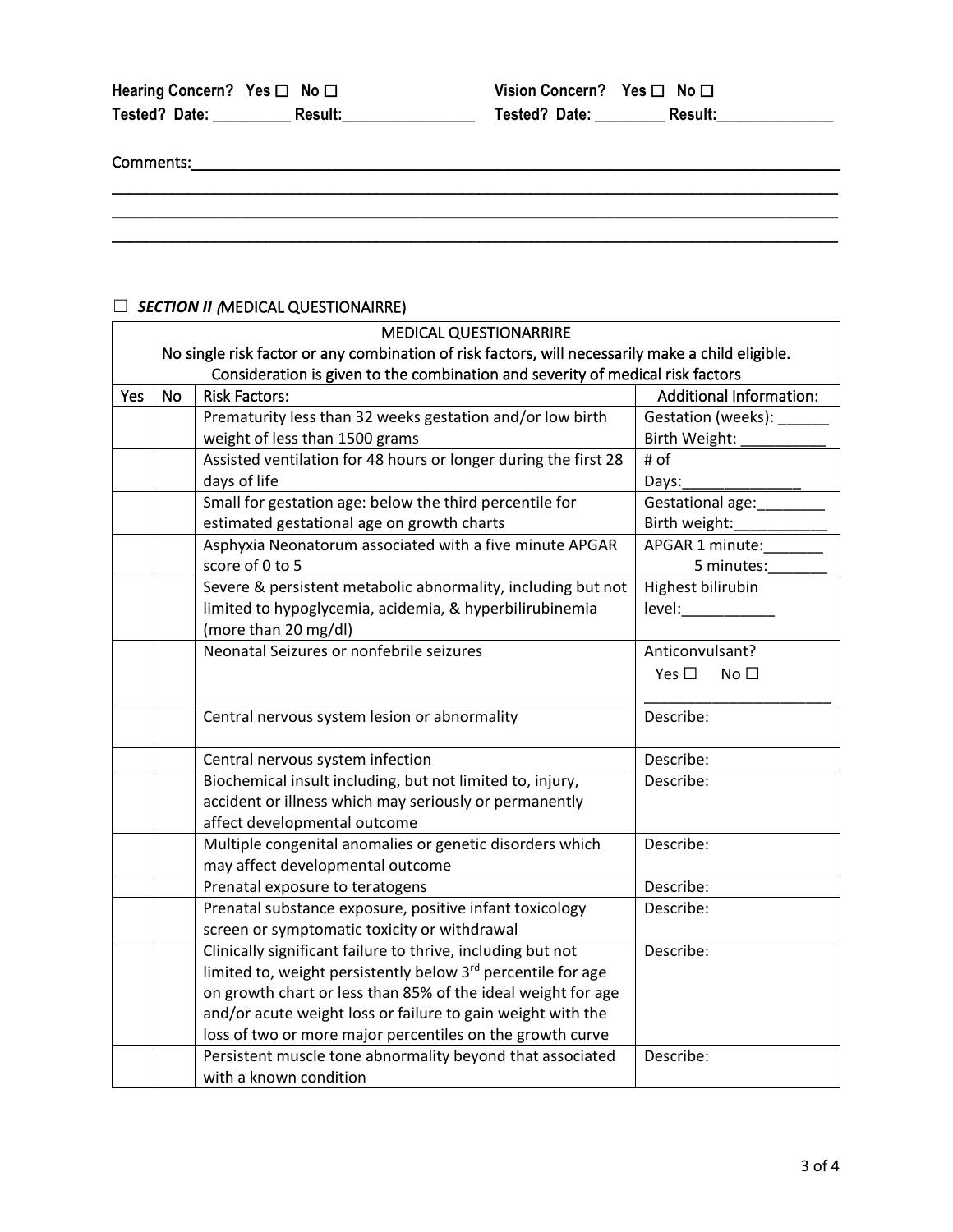**Hearing Concern? Yes ☐ No ☐**
**Tested? Date: _________ Result:________________**

**Vision Concern? Yes ☐ No ☐**
**Tested? Date: ________ Result:______________**

Comments:______________________________________________________________________________

______________________________________________________________________________________

______________________________________________________________________________________

______________________________________________________________________________________

☐ ***SECTION II*** (MEDICAL QUESTIONAIRRE)

| MEDICAL QUESTIONARRIRE<br>No single risk factor or any combination of risk factors, will necessarily make a child eligible.<br>Consideration is given to the combination and severity of medical risk factors | | | |
|---|---|---|---|
| Yes | No | Risk Factors: | Additional Information: |
| | | Prematurity less than 32 weeks gestation and/or low birth weight of less than 1500 grams | Gestation (weeks): ______<br>Birth Weight: __________ |
| | | Assisted ventilation for 48 hours or longer during the first 28 days of life | # of Days:______________ |
| | | Small for gestation age: below the third percentile for estimated gestational age on growth charts | Gestational age:________<br>Birth weight:___________ |
| | | Asphyxia Neonatorum associated with a five minute APGAR score of 0 to 5 | APGAR 1 minute:_______<br>5 minutes:_______ |
| | | Severe & persistent metabolic abnormality, including but not limited to hypoglycemia, acidemia, & hyperbilirubinemia (more than 20 mg/dl) | Highest bilirubin level:___________ |
| | | Neonatal Seizures or nonfebrile seizures | Anticonvulsant?<br>Yes ☐ No ☐<br>______________________ |
| | | Central nervous system lesion or abnormality | Describe: |
| | | Central nervous system infection | Describe: |
| | | Biochemical insult including, but not limited to, injury, accident or illness which may seriously or permanently affect developmental outcome | Describe: |
| | | Multiple congenital anomalies or genetic disorders which may affect developmental outcome | Describe: |
| | | Prenatal exposure to teratogens | Describe: |
| | | Prenatal substance exposure, positive infant toxicology screen or symptomatic toxicity or withdrawal | Describe: |
| | | Clinically significant failure to thrive, including but not limited to, weight persistently below 3rd percentile for age on growth chart or less than 85% of the ideal weight for age and/or acute weight loss or failure to gain weight with the loss of two or more major percentiles on the growth curve | Describe: |
| | | Persistent muscle tone abnormality beyond that associated with a known condition | Describe: |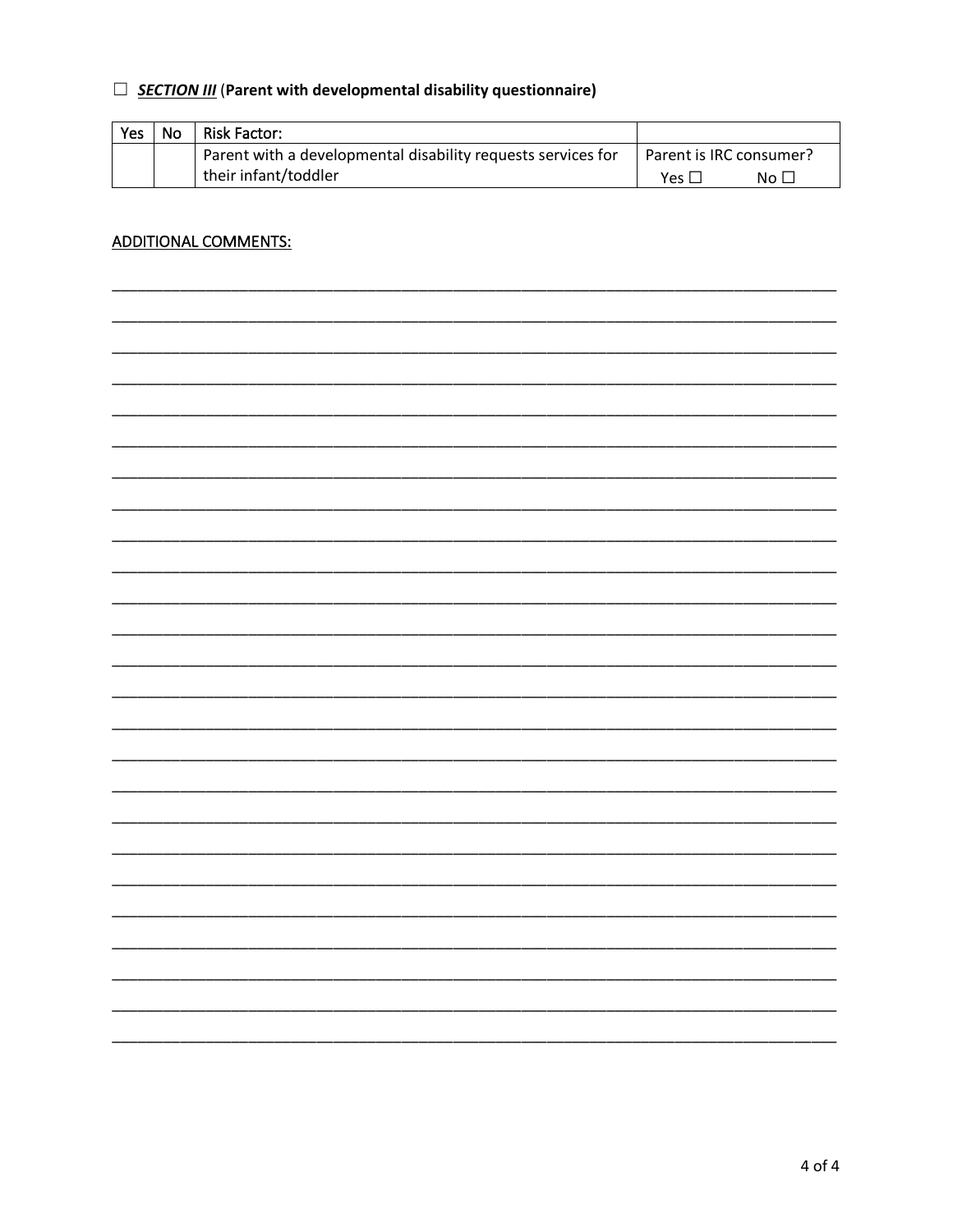☐ ***SECTION III*** (**Parent with developmental disability questionnaire**)

| Yes | No | Risk Factor: | |
|---|---|---|---|
| | | Parent with a developmental disability requests services for their infant/toddler | Parent is IRC consumer? Yes ☐ No ☐ |

ADDITIONAL COMMENTS:

________________________________________________________________________________

________________________________________________________________________________

________________________________________________________________________________

________________________________________________________________________________

________________________________________________________________________________

________________________________________________________________________________

________________________________________________________________________________

________________________________________________________________________________

________________________________________________________________________________

________________________________________________________________________________

________________________________________________________________________________

________________________________________________________________________________

________________________________________________________________________________

________________________________________________________________________________

________________________________________________________________________________

________________________________________________________________________________

________________________________________________________________________________

________________________________________________________________________________

________________________________________________________________________________

________________________________________________________________________________

________________________________________________________________________________

________________________________________________________________________________

________________________________________________________________________________

________________________________________________________________________________

________________________________________________________________________________